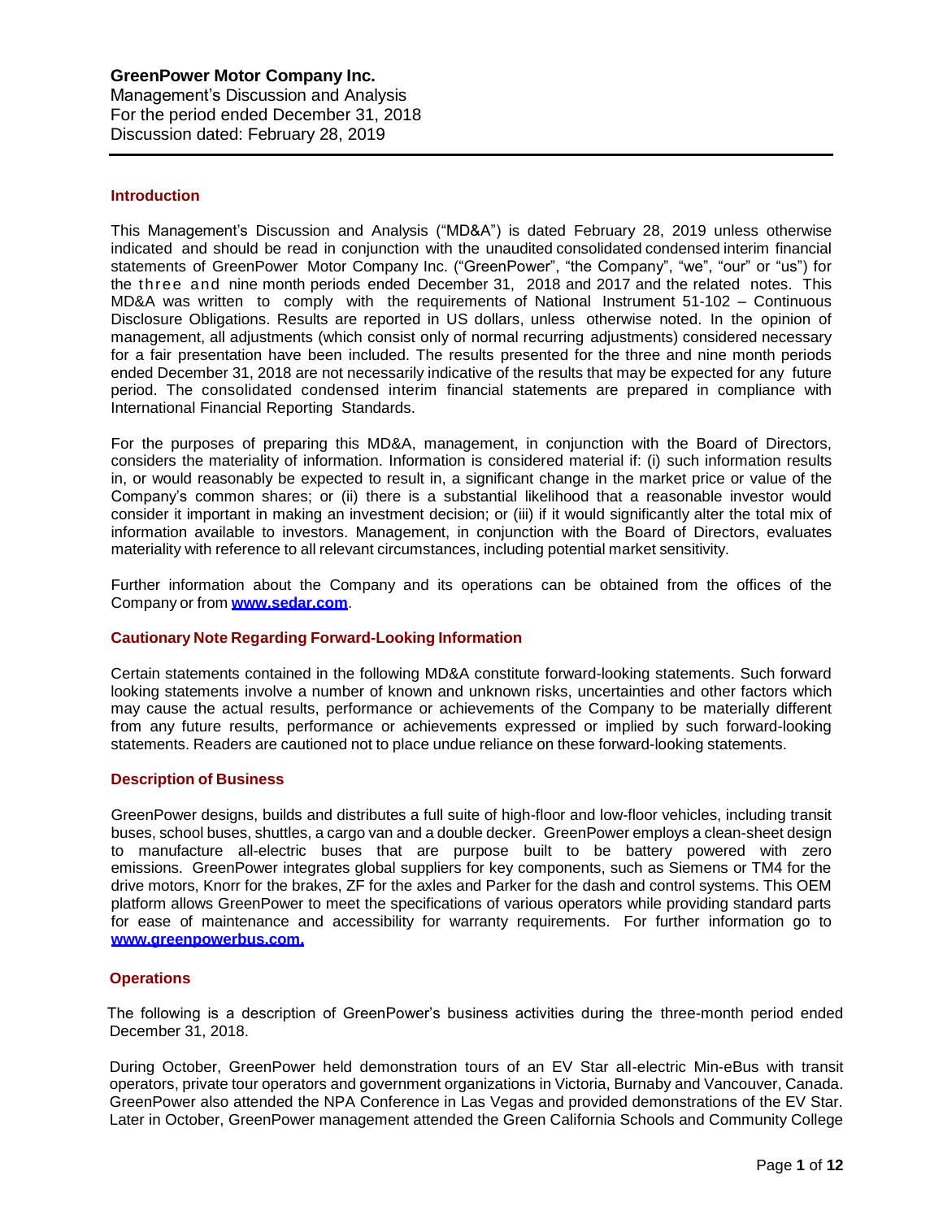**GreenPower Motor Company Inc.**
Management's Discussion and Analysis
For the period ended December 31, 2018
Discussion dated: February 28, 2019

---

## Introduction

This Management's Discussion and Analysis ("MD&A") is dated February 28, 2019 unless otherwise indicated and should be read in conjunction with the unaudited consolidated condensed interim financial statements of GreenPower Motor Company Inc. ("GreenPower", "the Company", "we", "our" or "us") for the three and nine month periods ended December 31, 2018 and 2017 and the related notes. This MD&A was written to comply with the requirements of National Instrument 51-102 – Continuous Disclosure Obligations. Results are reported in US dollars, unless otherwise noted. In the opinion of management, all adjustments (which consist only of normal recurring adjustments) considered necessary for a fair presentation have been included. The results presented for the three and nine month periods ended December 31, 2018 are not necessarily indicative of the results that may be expected for any future period. The consolidated condensed interim financial statements are prepared in compliance with International Financial Reporting Standards.

For the purposes of preparing this MD&A, management, in conjunction with the Board of Directors, considers the materiality of information. Information is considered material if: (i) such information results in, or would reasonably be expected to result in, a significant change in the market price or value of the Company's common shares; or (ii) there is a substantial likelihood that a reasonable investor would consider it important in making an investment decision; or (iii) if it would significantly alter the total mix of information available to investors. Management, in conjunction with the Board of Directors, evaluates materiality with reference to all relevant circumstances, including potential market sensitivity.

Further information about the Company and its operations can be obtained from the offices of the Company or from **www.sedar.com**.

## Cautionary Note Regarding Forward-Looking Information

Certain statements contained in the following MD&A constitute forward-looking statements. Such forward looking statements involve a number of known and unknown risks, uncertainties and other factors which may cause the actual results, performance or achievements of the Company to be materially different from any future results, performance or achievements expressed or implied by such forward-looking statements. Readers are cautioned not to place undue reliance on these forward-looking statements.

## Description of Business

GreenPower designs, builds and distributes a full suite of high-floor and low-floor vehicles, including transit buses, school buses, shuttles, a cargo van and a double decker. GreenPower employs a clean-sheet design to manufacture all-electric buses that are purpose built to be battery powered with zero emissions. GreenPower integrates global suppliers for key components, such as Siemens or TM4 for the drive motors, Knorr for the brakes, ZF for the axles and Parker for the dash and control systems. This OEM platform allows GreenPower to meet the specifications of various operators while providing standard parts for ease of maintenance and accessibility for warranty requirements. For further information go to **www.greenpowerbus.com.**

## Operations

The following is a description of GreenPower's business activities during the three-month period ended December 31, 2018.

During October, GreenPower held demonstration tours of an EV Star all-electric Min-eBus with transit operators, private tour operators and government organizations in Victoria, Burnaby and Vancouver, Canada. GreenPower also attended the NPA Conference in Las Vegas and provided demonstrations of the EV Star. Later in October, GreenPower management attended the Green California Schools and Community College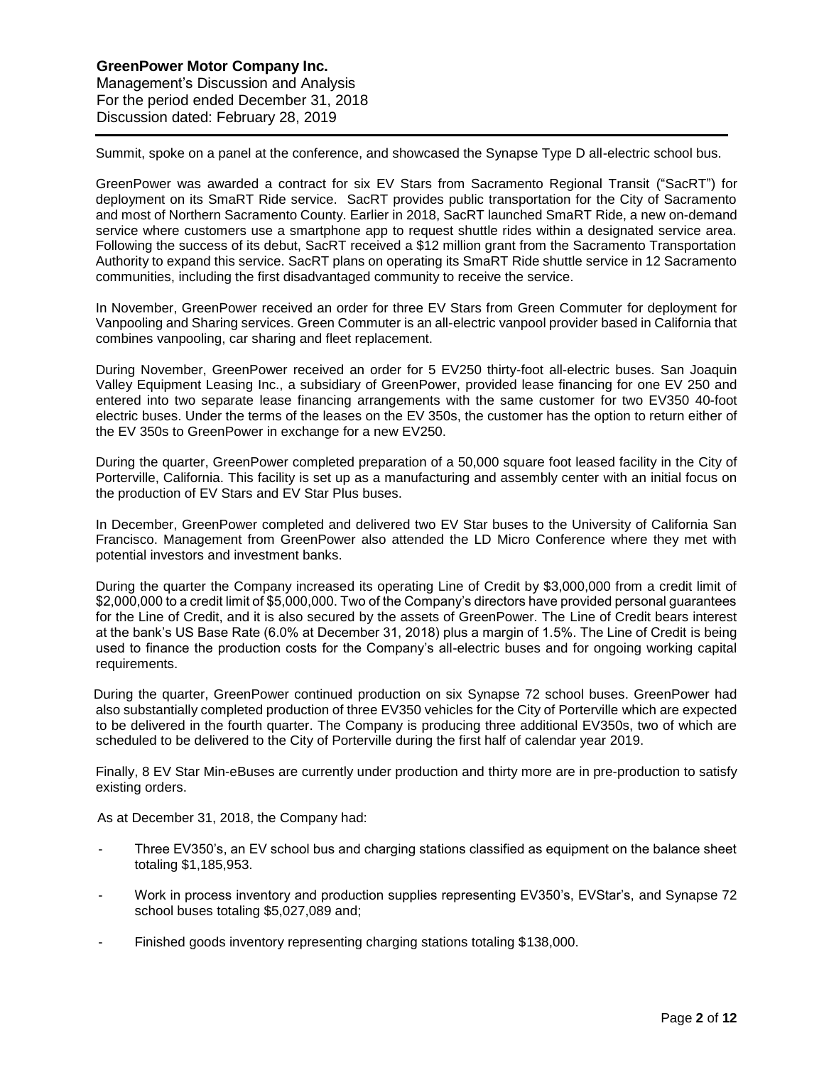Summit, spoke on a panel at the conference, and showcased the Synapse Type D all-electric school bus.

GreenPower was awarded a contract for six EV Stars from Sacramento Regional Transit ("SacRT") for deployment on its SmaRT Ride service. SacRT provides public transportation for the City of Sacramento and most of Northern Sacramento County. Earlier in 2018, SacRT launched SmaRT Ride, a new on-demand service where customers use a smartphone app to request shuttle rides within a designated service area. Following the success of its debut, SacRT received a $12 million grant from the Sacramento Transportation Authority to expand this service. SacRT plans on operating its SmaRT Ride shuttle service in 12 Sacramento communities, including the first disadvantaged community to receive the service.

In November, GreenPower received an order for three EV Stars from Green Commuter for deployment for Vanpooling and Sharing services. Green Commuter is an all-electric vanpool provider based in California that combines vanpooling, car sharing and fleet replacement.

During November, GreenPower received an order for 5 EV250 thirty-foot all-electric buses. San Joaquin Valley Equipment Leasing Inc., a subsidiary of GreenPower, provided lease financing for one EV 250 and entered into two separate lease financing arrangements with the same customer for two EV350 40-foot electric buses. Under the terms of the leases on the EV 350s, the customer has the option to return either of the EV 350s to GreenPower in exchange for a new EV250.

During the quarter, GreenPower completed preparation of a 50,000 square foot leased facility in the City of Porterville, California. This facility is set up as a manufacturing and assembly center with an initial focus on the production of EV Stars and EV Star Plus buses.

In December, GreenPower completed and delivered two EV Star buses to the University of California San Francisco. Management from GreenPower also attended the LD Micro Conference where they met with potential investors and investment banks.

During the quarter the Company increased its operating Line of Credit by $3,000,000 from a credit limit of $2,000,000 to a credit limit of $5,000,000. Two of the Company's directors have provided personal guarantees for the Line of Credit, and it is also secured by the assets of GreenPower. The Line of Credit bears interest at the bank's US Base Rate (6.0% at December 31, 2018) plus a margin of 1.5%. The Line of Credit is being used to finance the production costs for the Company's all-electric buses and for ongoing working capital requirements.

During the quarter, GreenPower continued production on six Synapse 72 school buses. GreenPower had also substantially completed production of three EV350 vehicles for the City of Porterville which are expected to be delivered in the fourth quarter. The Company is producing three additional EV350s, two of which are scheduled to be delivered to the City of Porterville during the first half of calendar year 2019.

Finally, 8 EV Star Min-eBuses are currently under production and thirty more are in pre-production to satisfy existing orders.

As at December 31, 2018, the Company had:

- Three EV350's, an EV school bus and charging stations classified as equipment on the balance sheet totaling $1,185,953.
- Work in process inventory and production supplies representing EV350's, EVStar's, and Synapse 72 school buses totaling $5,027,089 and;
- Finished goods inventory representing charging stations totaling $138,000.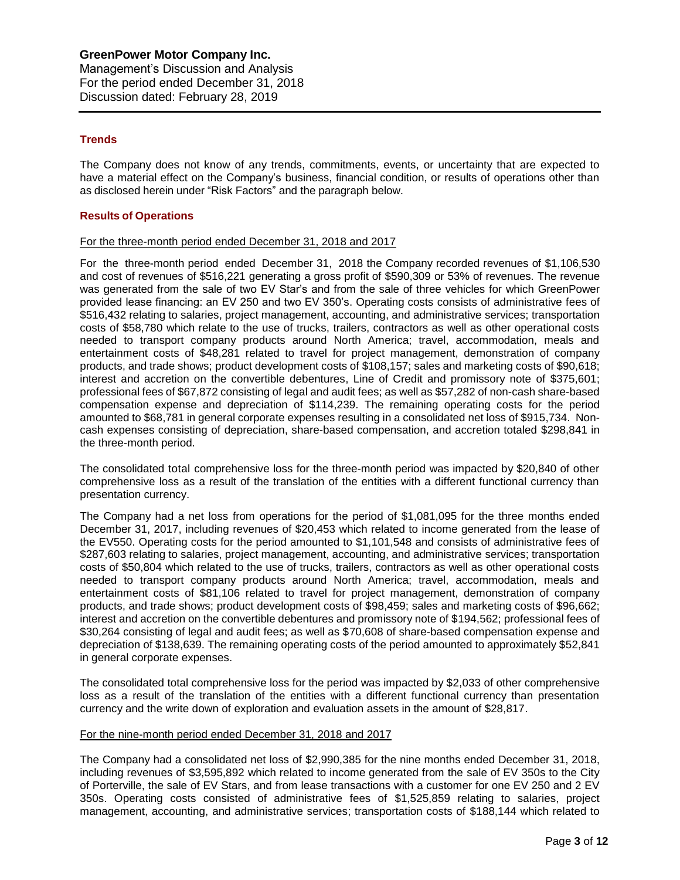## Trends

The Company does not know of any trends, commitments, events, or uncertainty that are expected to have a material effect on the Company's business, financial condition, or results of operations other than as disclosed herein under "Risk Factors" and the paragraph below.

## Results of Operations

For the three-month period ended December 31, 2018 and 2017

For the three-month period ended December 31, 2018 the Company recorded revenues of $1,106,530 and cost of revenues of $516,221 generating a gross profit of $590,309 or 53% of revenues. The revenue was generated from the sale of two EV Star's and from the sale of three vehicles for which GreenPower provided lease financing: an EV 250 and two EV 350's. Operating costs consists of administrative fees of $516,432 relating to salaries, project management, accounting, and administrative services; transportation costs of $58,780 which relate to the use of trucks, trailers, contractors as well as other operational costs needed to transport company products around North America; travel, accommodation, meals and entertainment costs of $48,281 related to travel for project management, demonstration of company products, and trade shows; product development costs of $108,157; sales and marketing costs of $90,618; interest and accretion on the convertible debentures, Line of Credit and promissory note of $375,601; professional fees of $67,872 consisting of legal and audit fees; as well as $57,282 of non-cash share-based compensation expense and depreciation of $114,239. The remaining operating costs for the period amounted to $68,781 in general corporate expenses resulting in a consolidated net loss of $915,734. Non-cash expenses consisting of depreciation, share-based compensation, and accretion totaled $298,841 in the three-month period.

The consolidated total comprehensive loss for the three-month period was impacted by $20,840 of other comprehensive loss as a result of the translation of the entities with a different functional currency than presentation currency.

The Company had a net loss from operations for the period of $1,081,095 for the three months ended December 31, 2017, including revenues of $20,453 which related to income generated from the lease of the EV550. Operating costs for the period amounted to $1,101,548 and consists of administrative fees of $287,603 relating to salaries, project management, accounting, and administrative services; transportation costs of $50,804 which related to the use of trucks, trailers, contractors as well as other operational costs needed to transport company products around North America; travel, accommodation, meals and entertainment costs of $81,106 related to travel for project management, demonstration of company products, and trade shows; product development costs of $98,459; sales and marketing costs of $96,662; interest and accretion on the convertible debentures and promissory note of $194,562; professional fees of $30,264 consisting of legal and audit fees; as well as $70,608 of share-based compensation expense and depreciation of $138,639. The remaining operating costs of the period amounted to approximately $52,841 in general corporate expenses.

The consolidated total comprehensive loss for the period was impacted by $2,033 of other comprehensive loss as a result of the translation of the entities with a different functional currency than presentation currency and the write down of exploration and evaluation assets in the amount of $28,817.

For the nine-month period ended December 31, 2018 and 2017

The Company had a consolidated net loss of $2,990,385 for the nine months ended December 31, 2018, including revenues of $3,595,892 which related to income generated from the sale of EV 350s to the City of Porterville, the sale of EV Stars, and from lease transactions with a customer for one EV 250 and 2 EV 350s. Operating costs consisted of administrative fees of $1,525,859 relating to salaries, project management, accounting, and administrative services; transportation costs of $188,144 which related to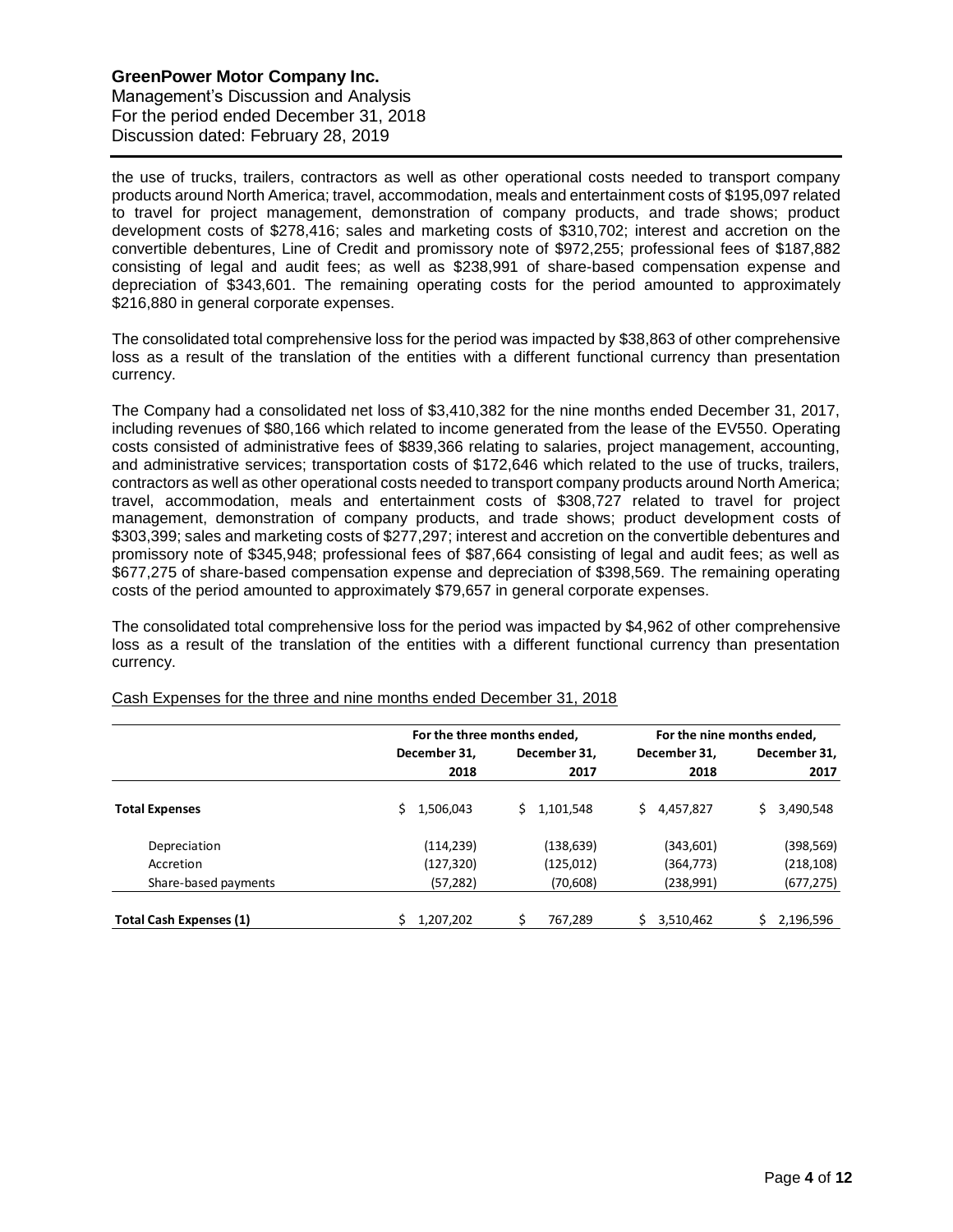the use of trucks, trailers, contractors as well as other operational costs needed to transport company products around North America; travel, accommodation, meals and entertainment costs of $195,097 related to travel for project management, demonstration of company products, and trade shows; product development costs of $278,416; sales and marketing costs of $310,702; interest and accretion on the convertible debentures, Line of Credit and promissory note of $972,255; professional fees of $187,882 consisting of legal and audit fees; as well as $238,991 of share-based compensation expense and depreciation of $343,601. The remaining operating costs for the period amounted to approximately $216,880 in general corporate expenses.

The consolidated total comprehensive loss for the period was impacted by $38,863 of other comprehensive loss as a result of the translation of the entities with a different functional currency than presentation currency.

The Company had a consolidated net loss of $3,410,382 for the nine months ended December 31, 2017, including revenues of $80,166 which related to income generated from the lease of the EV550. Operating costs consisted of administrative fees of $839,366 relating to salaries, project management, accounting, and administrative services; transportation costs of $172,646 which related to the use of trucks, trailers, contractors as well as other operational costs needed to transport company products around North America; travel, accommodation, meals and entertainment costs of $308,727 related to travel for project management, demonstration of company products, and trade shows; product development costs of $303,399; sales and marketing costs of $277,297; interest and accretion on the convertible debentures and promissory note of $345,948; professional fees of $87,664 consisting of legal and audit fees; as well as $677,275 of share-based compensation expense and depreciation of $398,569. The remaining operating costs of the period amounted to approximately $79,657 in general corporate expenses.

The consolidated total comprehensive loss for the period was impacted by $4,962 of other comprehensive loss as a result of the translation of the entities with a different functional currency than presentation currency.

Cash Expenses for the three and nine months ended December 31, 2018

| | For the three months ended, | | For the nine months ended, | |
|---|---|---|---|---|
| | December 31, 2018 | December 31, 2017 | December 31, 2018 | December 31, 2017 |
| **Total Expenses** | $ 1,506,043 | $ 1,101,548 | $ 4,457,827 | $ 3,490,548 |
| Depreciation | (114,239) | (138,639) | (343,601) | (398,569) |
| Accretion | (127,320) | (125,012) | (364,773) | (218,108) |
| Share-based payments | (57,282) | (70,608) | (238,991) | (677,275) |
| **Total Cash Expenses (1)** | $ 1,207,202 | $ 767,289 | $ 3,510,462 | $ 2,196,596 |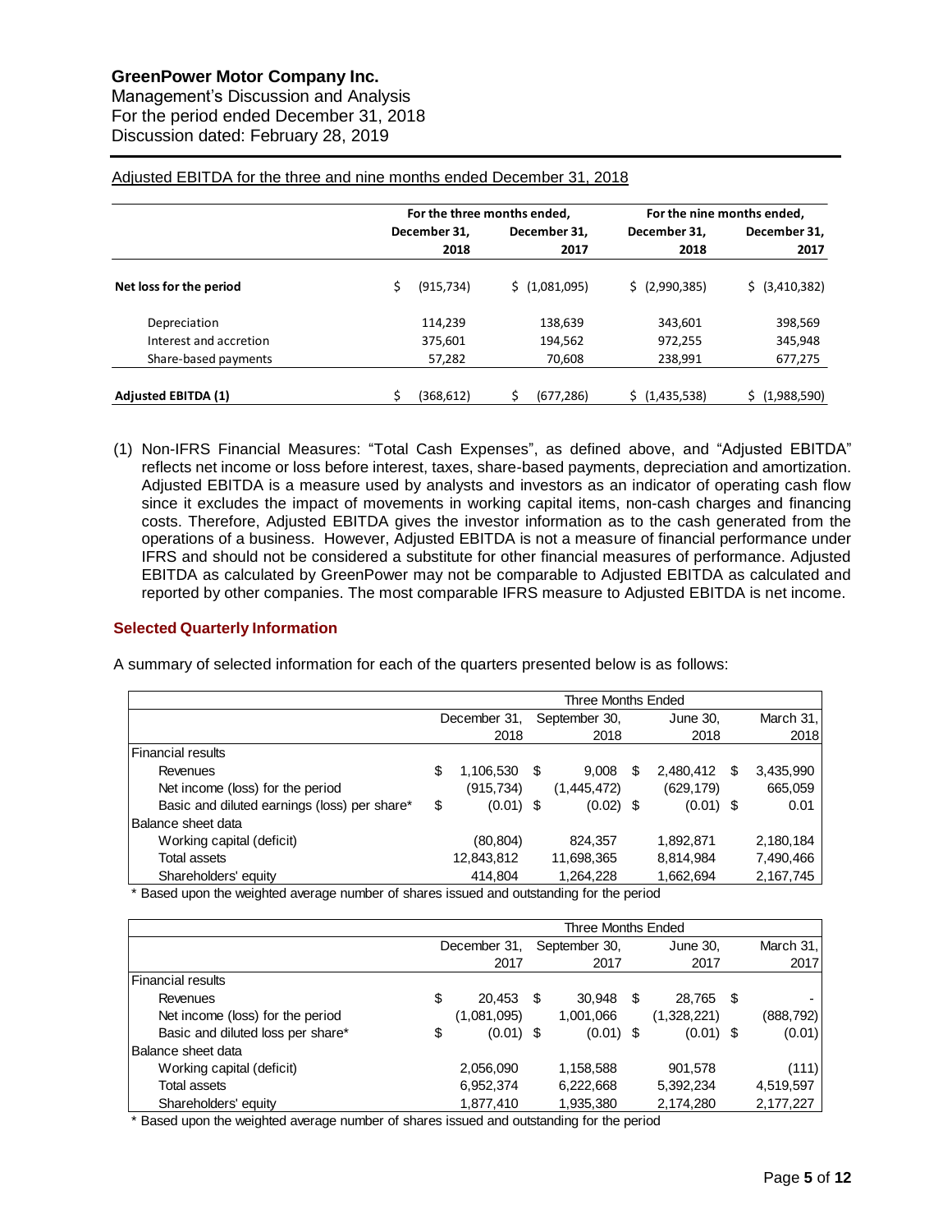Adjusted EBITDA for the three and nine months ended December 31, 2018

| | For the three months ended, | | For the nine months ended, | |
|---|---|---|---|---|
| | December 31, 2018 | December 31, 2017 | December 31, 2018 | December 31, 2017 |
| **Net loss for the period** | $ (915,734) | $ (1,081,095) | $ (2,990,385) | $ (3,410,382) |
| Depreciation | 114,239 | 138,639 | 343,601 | 398,569 |
| Interest and accretion | 375,601 | 194,562 | 972,255 | 345,948 |
| Share-based payments | 57,282 | 70,608 | 238,991 | 677,275 |
| **Adjusted EBITDA (1)** | $ (368,612) | $ (677,286) | $ (1,435,538) | $ (1,988,590) |

(1) Non-IFRS Financial Measures: "Total Cash Expenses", as defined above, and "Adjusted EBITDA" reflects net income or loss before interest, taxes, share-based payments, depreciation and amortization. Adjusted EBITDA is a measure used by analysts and investors as an indicator of operating cash flow since it excludes the impact of movements in working capital items, non-cash charges and financing costs. Therefore, Adjusted EBITDA gives the investor information as to the cash generated from the operations of a business. However, Adjusted EBITDA is not a measure of financial performance under IFRS and should not be considered a substitute for other financial measures of performance. Adjusted EBITDA as calculated by GreenPower may not be comparable to Adjusted EBITDA as calculated and reported by other companies. The most comparable IFRS measure to Adjusted EBITDA is net income.

## Selected Quarterly Information

A summary of selected information for each of the quarters presented below is as follows:

| | Three Months Ended | | | |
|---|---|---|---|---|
| | December 31, 2018 | September 30, 2018 | June 30, 2018 | March 31, 2018 |
| Financial results | | | | |
| Revenues | $ 1,106,530 | $ 9,008 | $ 2,480,412 | $ 3,435,990 |
| Net income (loss) for the period | (915,734) | (1,445,472) | (629,179) | 665,059 |
| Basic and diluted earnings (loss) per share* | $ (0.01) | $ (0.02) | $ (0.01) | $ 0.01 |
| Balance sheet data | | | | |
| Working capital (deficit) | (80,804) | 824,357 | 1,892,871 | 2,180,184 |
| Total assets | 12,843,812 | 11,698,365 | 8,814,984 | 7,490,466 |
| Shareholders' equity | 414,804 | 1,264,228 | 1,662,694 | 2,167,745 |

* Based upon the weighted average number of shares issued and outstanding for the period

| | Three Months Ended | | | |
|---|---|---|---|---|
| | December 31, 2017 | September 30, 2017 | June 30, 2017 | March 31, 2017 |
| Financial results | | | | |
| Revenues | $ 20,453 | $ 30,948 | $ 28,765 | $ - |
| Net income (loss) for the period | (1,081,095) | 1,001,066 | (1,328,221) | (888,792) |
| Basic and diluted loss per share* | $ (0.01) | $ (0.01) | $ (0.01) | $ (0.01) |
| Balance sheet data | | | | |
| Working capital (deficit) | 2,056,090 | 1,158,588 | 901,578 | (111) |
| Total assets | 6,952,374 | 6,222,668 | 5,392,234 | 4,519,597 |
| Shareholders' equity | 1,877,410 | 1,935,380 | 2,174,280 | 2,177,227 |

* Based upon the weighted average number of shares issued and outstanding for the period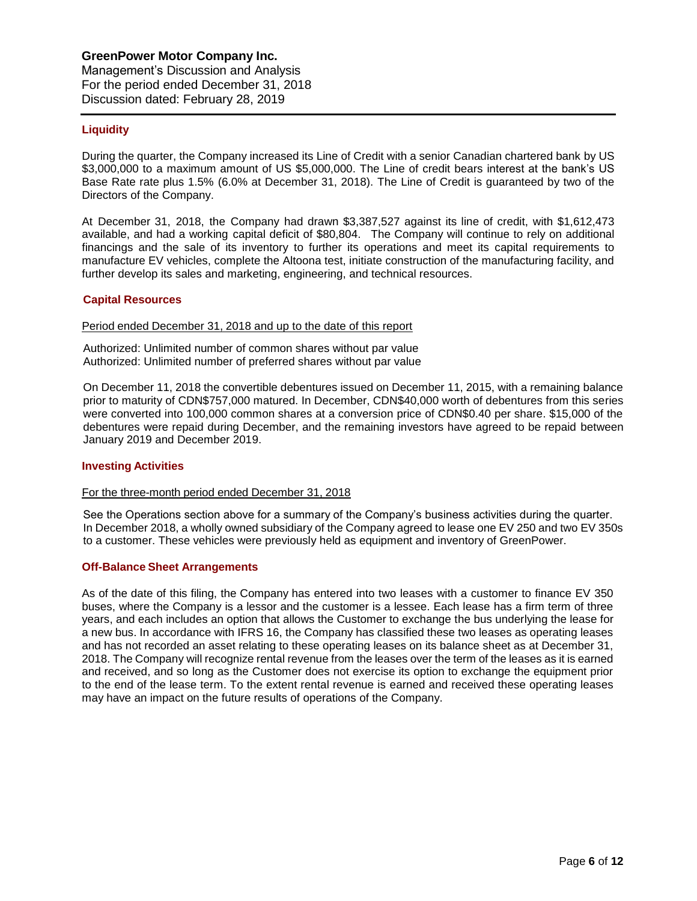## Liquidity

During the quarter, the Company increased its Line of Credit with a senior Canadian chartered bank by US $3,000,000 to a maximum amount of US $5,000,000. The Line of credit bears interest at the bank's US Base Rate rate plus 1.5% (6.0% at December 31, 2018). The Line of Credit is guaranteed by two of the Directors of the Company.

At December 31, 2018, the Company had drawn $3,387,527 against its line of credit, with $1,612,473 available, and had a working capital deficit of $80,804. The Company will continue to rely on additional financings and the sale of its inventory to further its operations and meet its capital requirements to manufacture EV vehicles, complete the Altoona test, initiate construction of the manufacturing facility, and further develop its sales and marketing, engineering, and technical resources.

## Capital Resources

Period ended December 31, 2018 and up to the date of this report

Authorized: Unlimited number of common shares without par value
Authorized: Unlimited number of preferred shares without par value

On December 11, 2018 the convertible debentures issued on December 11, 2015, with a remaining balance prior to maturity of CDN$757,000 matured. In December, CDN$40,000 worth of debentures from this series were converted into 100,000 common shares at a conversion price of CDN$0.40 per share. $15,000 of the debentures were repaid during December, and the remaining investors have agreed to be repaid between January 2019 and December 2019.

## Investing Activities

For the three-month period ended December 31, 2018

See the Operations section above for a summary of the Company's business activities during the quarter. In December 2018, a wholly owned subsidiary of the Company agreed to lease one EV 250 and two EV 350s to a customer. These vehicles were previously held as equipment and inventory of GreenPower.

## Off-Balance Sheet Arrangements

As of the date of this filing, the Company has entered into two leases with a customer to finance EV 350 buses, where the Company is a lessor and the customer is a lessee. Each lease has a firm term of three years, and each includes an option that allows the Customer to exchange the bus underlying the lease for a new bus. In accordance with IFRS 16, the Company has classified these two leases as operating leases and has not recorded an asset relating to these operating leases on its balance sheet as at December 31, 2018. The Company will recognize rental revenue from the leases over the term of the leases as it is earned and received, and so long as the Customer does not exercise its option to exchange the equipment prior to the end of the lease term. To the extent rental revenue is earned and received these operating leases may have an impact on the future results of operations of the Company.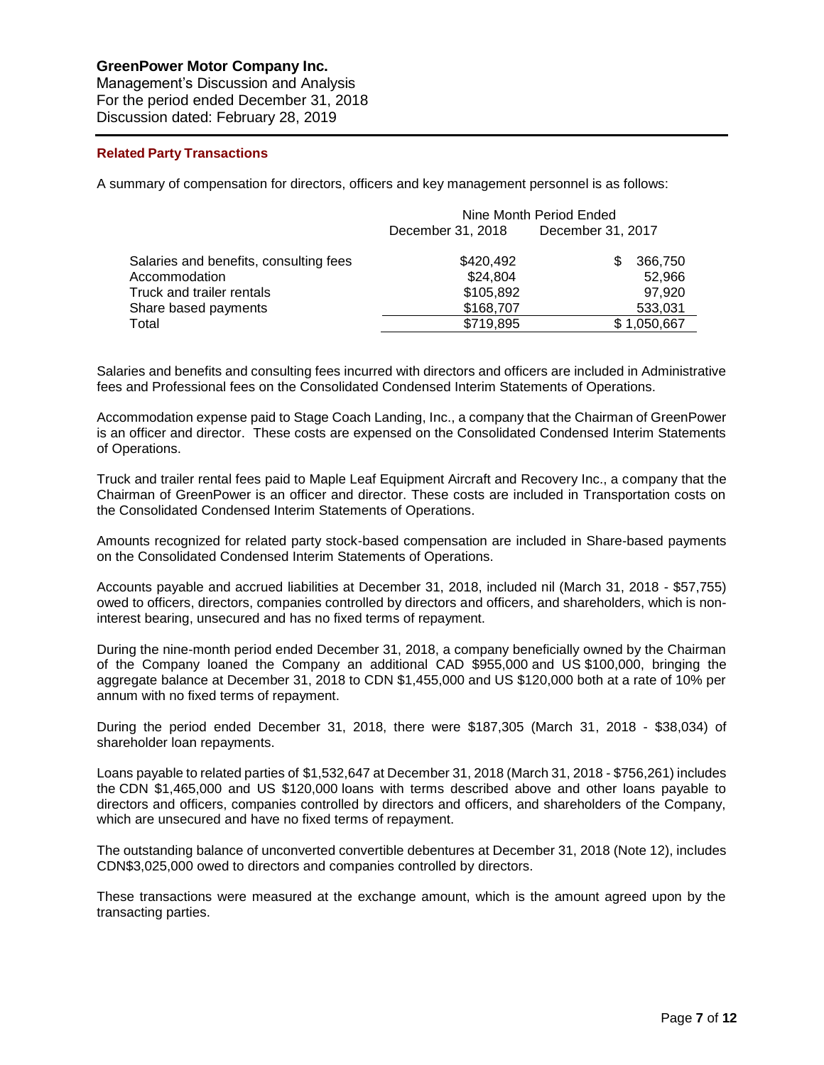GreenPower Motor Company Inc.
Management's Discussion and Analysis
For the period ended December 31, 2018
Discussion dated: February 28, 2019

## Related Party Transactions

A summary of compensation for directors, officers and key management personnel is as follows:

| | Nine Month Period Ended | |
|---|---|---|
| | December 31, 2018 | December 31, 2017 |
| Salaries and benefits, consulting fees | $420,492 | $ 366,750 |
| Accommodation | $24,804 | 52,966 |
| Truck and trailer rentals | $105,892 | 97,920 |
| Share based payments | $168,707 | 533,031 |
| Total | $719,895 | $ 1,050,667 |

Salaries and benefits and consulting fees incurred with directors and officers are included in Administrative fees and Professional fees on the Consolidated Condensed Interim Statements of Operations.

Accommodation expense paid to Stage Coach Landing, Inc., a company that the Chairman of GreenPower is an officer and director. These costs are expensed on the Consolidated Condensed Interim Statements of Operations.

Truck and trailer rental fees paid to Maple Leaf Equipment Aircraft and Recovery Inc., a company that the Chairman of GreenPower is an officer and director. These costs are included in Transportation costs on the Consolidated Condensed Interim Statements of Operations.

Amounts recognized for related party stock-based compensation are included in Share-based payments on the Consolidated Condensed Interim Statements of Operations.

Accounts payable and accrued liabilities at December 31, 2018, included nil (March 31, 2018 - $57,755) owed to officers, directors, companies controlled by directors and officers, and shareholders, which is non-interest bearing, unsecured and has no fixed terms of repayment.

During the nine-month period ended December 31, 2018, a company beneficially owned by the Chairman of the Company loaned the Company an additional CAD $955,000 and US $100,000, bringing the aggregate balance at December 31, 2018 to CDN $1,455,000 and US $120,000 both at a rate of 10% per annum with no fixed terms of repayment.

During the period ended December 31, 2018, there were $187,305 (March 31, 2018 - $38,034) of shareholder loan repayments.

Loans payable to related parties of $1,532,647 at December 31, 2018 (March 31, 2018 - $756,261) includes the CDN $1,465,000 and US $120,000 loans with terms described above and other loans payable to directors and officers, companies controlled by directors and officers, and shareholders of the Company, which are unsecured and have no fixed terms of repayment.

The outstanding balance of unconverted convertible debentures at December 31, 2018 (Note 12), includes CDN$3,025,000 owed to directors and companies controlled by directors.

These transactions were measured at the exchange amount, which is the amount agreed upon by the transacting parties.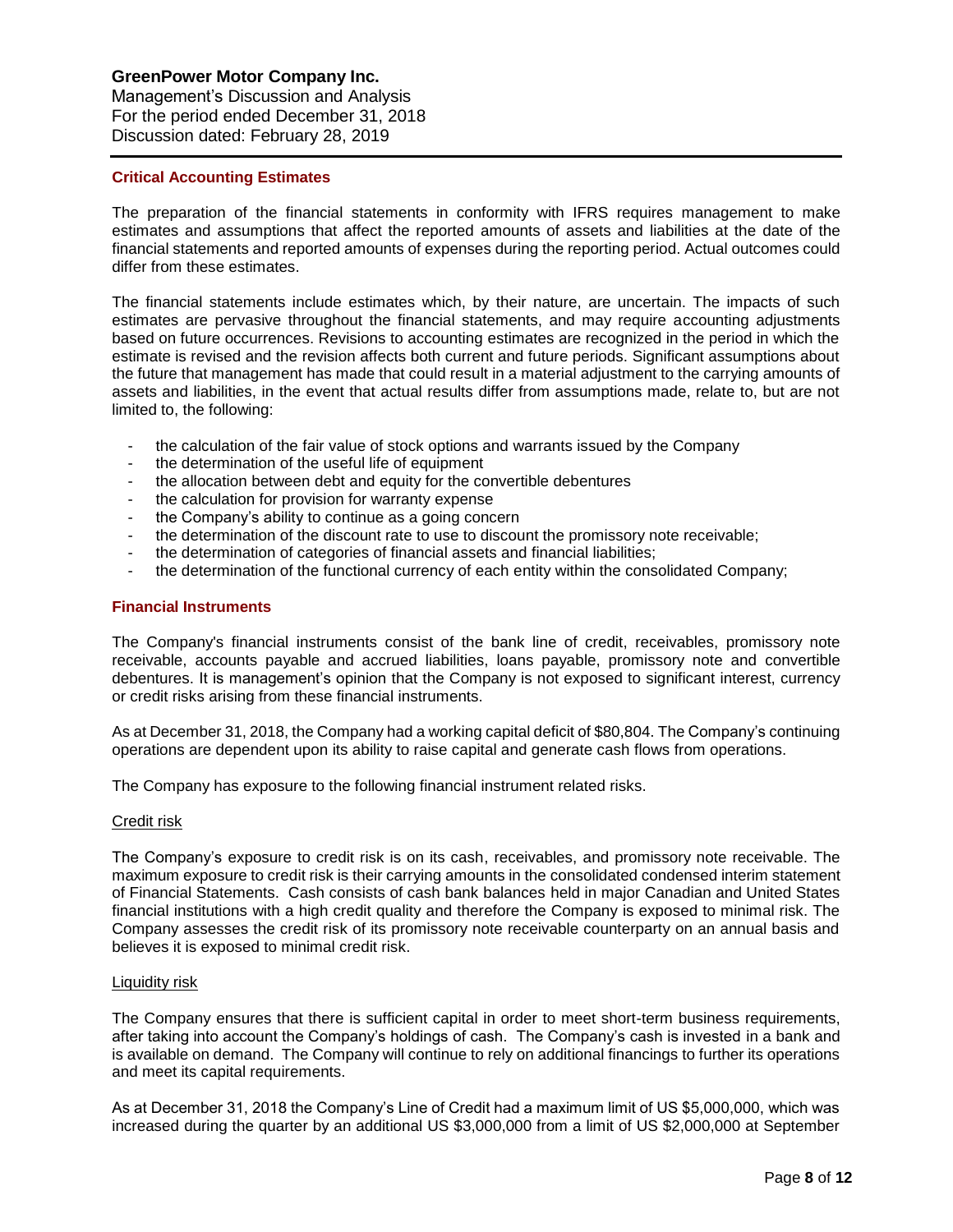## Critical Accounting Estimates

The preparation of the financial statements in conformity with IFRS requires management to make estimates and assumptions that affect the reported amounts of assets and liabilities at the date of the financial statements and reported amounts of expenses during the reporting period. Actual outcomes could differ from these estimates.

The financial statements include estimates which, by their nature, are uncertain. The impacts of such estimates are pervasive throughout the financial statements, and may require accounting adjustments based on future occurrences. Revisions to accounting estimates are recognized in the period in which the estimate is revised and the revision affects both current and future periods. Significant assumptions about the future that management has made that could result in a material adjustment to the carrying amounts of assets and liabilities, in the event that actual results differ from assumptions made, relate to, but are not limited to, the following:

- the calculation of the fair value of stock options and warrants issued by the Company
- the determination of the useful life of equipment
- the allocation between debt and equity for the convertible debentures
- the calculation for provision for warranty expense
- the Company's ability to continue as a going concern
- the determination of the discount rate to use to discount the promissory note receivable;
- the determination of categories of financial assets and financial liabilities;
- the determination of the functional currency of each entity within the consolidated Company;

## Financial Instruments

The Company's financial instruments consist of the bank line of credit, receivables, promissory note receivable, accounts payable and accrued liabilities, loans payable, promissory note and convertible debentures. It is management's opinion that the Company is not exposed to significant interest, currency or credit risks arising from these financial instruments.

As at December 31, 2018, the Company had a working capital deficit of $80,804. The Company's continuing operations are dependent upon its ability to raise capital and generate cash flows from operations.

The Company has exposure to the following financial instrument related risks.

### Credit risk

The Company's exposure to credit risk is on its cash, receivables, and promissory note receivable. The maximum exposure to credit risk is their carrying amounts in the consolidated condensed interim statement of Financial Statements. Cash consists of cash bank balances held in major Canadian and United States financial institutions with a high credit quality and therefore the Company is exposed to minimal risk. The Company assesses the credit risk of its promissory note receivable counterparty on an annual basis and believes it is exposed to minimal credit risk.

### Liquidity risk

The Company ensures that there is sufficient capital in order to meet short-term business requirements, after taking into account the Company's holdings of cash. The Company's cash is invested in a bank and is available on demand. The Company will continue to rely on additional financings to further its operations and meet its capital requirements.

As at December 31, 2018 the Company's Line of Credit had a maximum limit of US $5,000,000, which was increased during the quarter by an additional US $3,000,000 from a limit of US $2,000,000 at September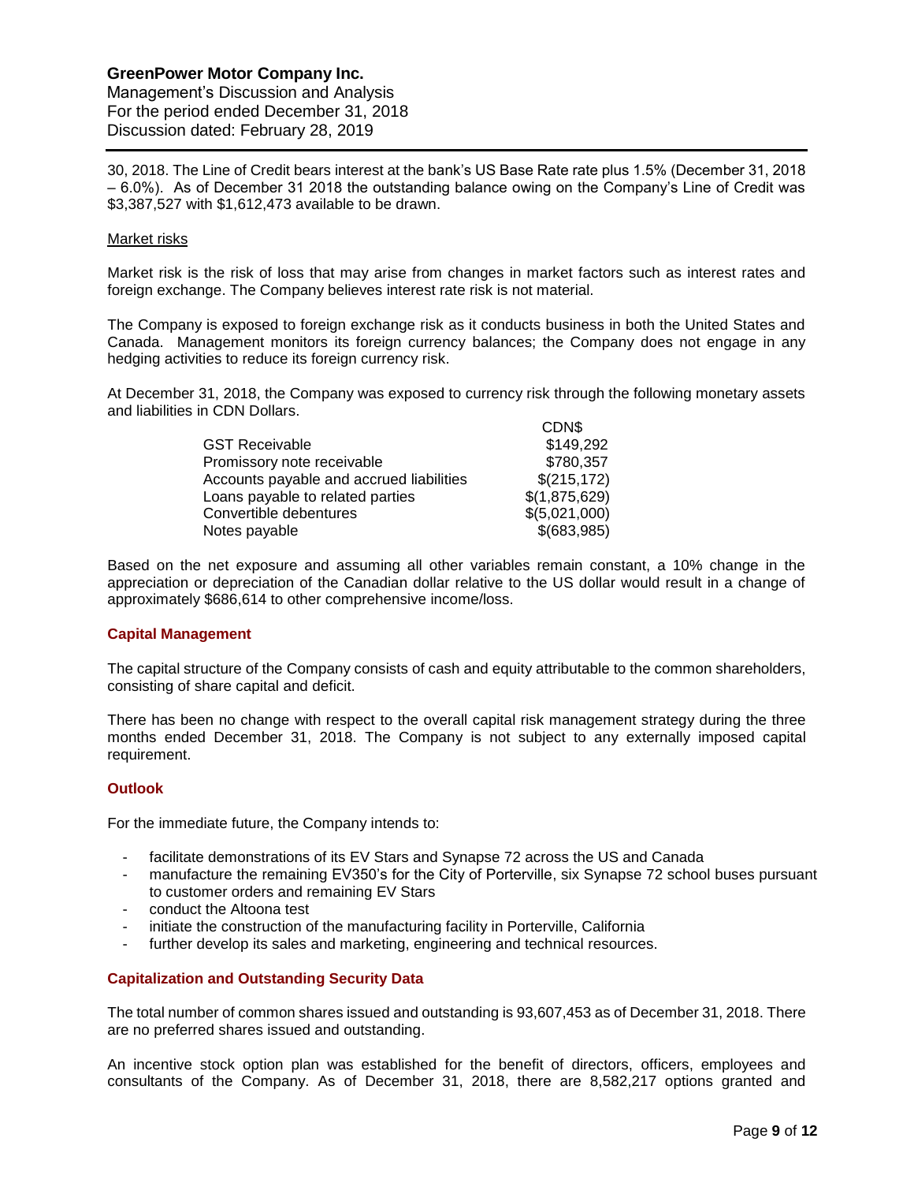30, 2018. The Line of Credit bears interest at the bank's US Base Rate rate plus 1.5% (December 31, 2018 – 6.0%). As of December 31 2018 the outstanding balance owing on the Company's Line of Credit was $3,387,527 with $1,612,473 available to be drawn.

Market risks

Market risk is the risk of loss that may arise from changes in market factors such as interest rates and foreign exchange. The Company believes interest rate risk is not material.

The Company is exposed to foreign exchange risk as it conducts business in both the United States and Canada. Management monitors its foreign currency balances; the Company does not engage in any hedging activities to reduce its foreign currency risk.

At December 31, 2018, the Company was exposed to currency risk through the following monetary assets and liabilities in CDN Dollars.

| | CDN$ |
|---|---|
| GST Receivable | $149,292 |
| Promissory note receivable | $780,357 |
| Accounts payable and accrued liabilities | $(215,172) |
| Loans payable to related parties | $(1,875,629) |
| Convertible debentures | $(5,021,000) |
| Notes payable | $(683,985) |

Based on the net exposure and assuming all other variables remain constant, a 10% change in the appreciation or depreciation of the Canadian dollar relative to the US dollar would result in a change of approximately $686,614 to other comprehensive income/loss.

## Capital Management

The capital structure of the Company consists of cash and equity attributable to the common shareholders, consisting of share capital and deficit.

There has been no change with respect to the overall capital risk management strategy during the three months ended December 31, 2018. The Company is not subject to any externally imposed capital requirement.

## Outlook

For the immediate future, the Company intends to:

- facilitate demonstrations of its EV Stars and Synapse 72 across the US and Canada
- manufacture the remaining EV350's for the City of Porterville, six Synapse 72 school buses pursuant to customer orders and remaining EV Stars
- conduct the Altoona test
- initiate the construction of the manufacturing facility in Porterville, California
- further develop its sales and marketing, engineering and technical resources.

## Capitalization and Outstanding Security Data

The total number of common shares issued and outstanding is 93,607,453 as of December 31, 2018. There are no preferred shares issued and outstanding.

An incentive stock option plan was established for the benefit of directors, officers, employees and consultants of the Company. As of December 31, 2018, there are 8,582,217 options granted and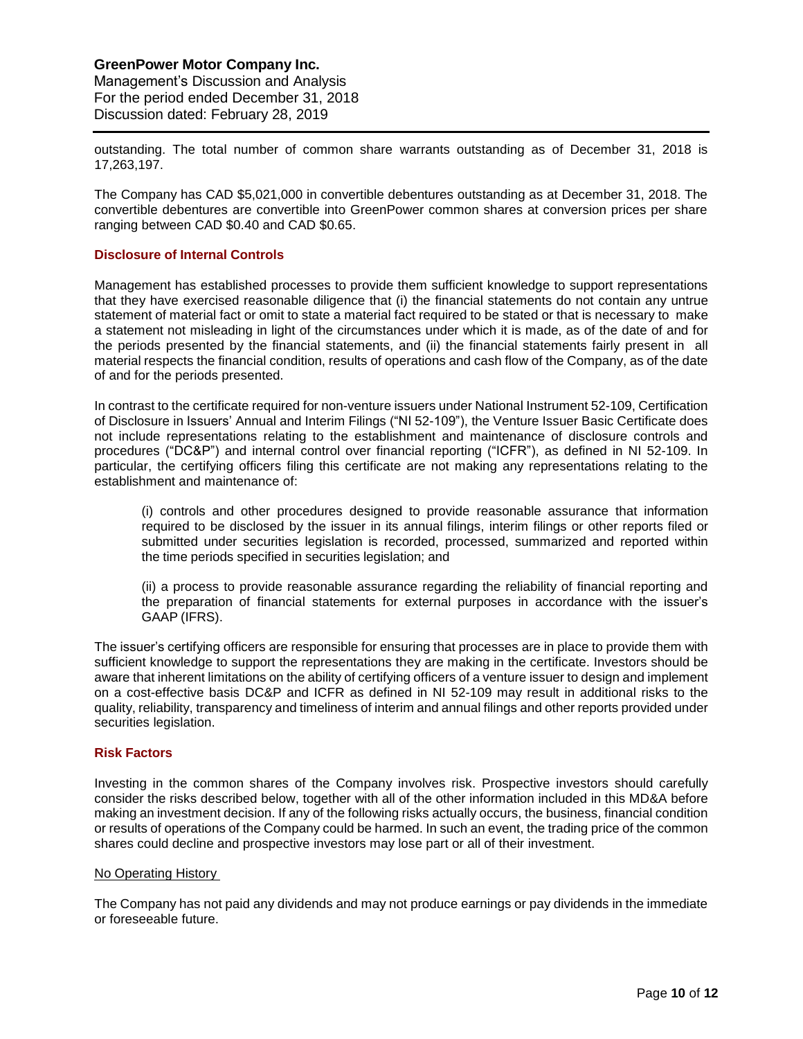outstanding. The total number of common share warrants outstanding as of December 31, 2018 is 17,263,197.

The Company has CAD $5,021,000 in convertible debentures outstanding as at December 31, 2018. The convertible debentures are convertible into GreenPower common shares at conversion prices per share ranging between CAD $0.40 and CAD $0.65.

## Disclosure of Internal Controls

Management has established processes to provide them sufficient knowledge to support representations that they have exercised reasonable diligence that (i) the financial statements do not contain any untrue statement of material fact or omit to state a material fact required to be stated or that is necessary to make a statement not misleading in light of the circumstances under which it is made, as of the date of and for the periods presented by the financial statements, and (ii) the financial statements fairly present in all material respects the financial condition, results of operations and cash flow of the Company, as of the date of and for the periods presented.

In contrast to the certificate required for non-venture issuers under National Instrument 52-109, Certification of Disclosure in Issuers' Annual and Interim Filings ("NI 52-109"), the Venture Issuer Basic Certificate does not include representations relating to the establishment and maintenance of disclosure controls and procedures ("DC&P") and internal control over financial reporting ("ICFR"), as defined in NI 52-109. In particular, the certifying officers filing this certificate are not making any representations relating to the establishment and maintenance of:

(i) controls and other procedures designed to provide reasonable assurance that information required to be disclosed by the issuer in its annual filings, interim filings or other reports filed or submitted under securities legislation is recorded, processed, summarized and reported within the time periods specified in securities legislation; and

(ii) a process to provide reasonable assurance regarding the reliability of financial reporting and the preparation of financial statements for external purposes in accordance with the issuer's GAAP (IFRS).

The issuer's certifying officers are responsible for ensuring that processes are in place to provide them with sufficient knowledge to support the representations they are making in the certificate. Investors should be aware that inherent limitations on the ability of certifying officers of a venture issuer to design and implement on a cost-effective basis DC&P and ICFR as defined in NI 52-109 may result in additional risks to the quality, reliability, transparency and timeliness of interim and annual filings and other reports provided under securities legislation.

## Risk Factors

Investing in the common shares of the Company involves risk. Prospective investors should carefully consider the risks described below, together with all of the other information included in this MD&A before making an investment decision. If any of the following risks actually occurs, the business, financial condition or results of operations of the Company could be harmed. In such an event, the trading price of the common shares could decline and prospective investors may lose part or all of their investment.

### No Operating History

The Company has not paid any dividends and may not produce earnings or pay dividends in the immediate or foreseeable future.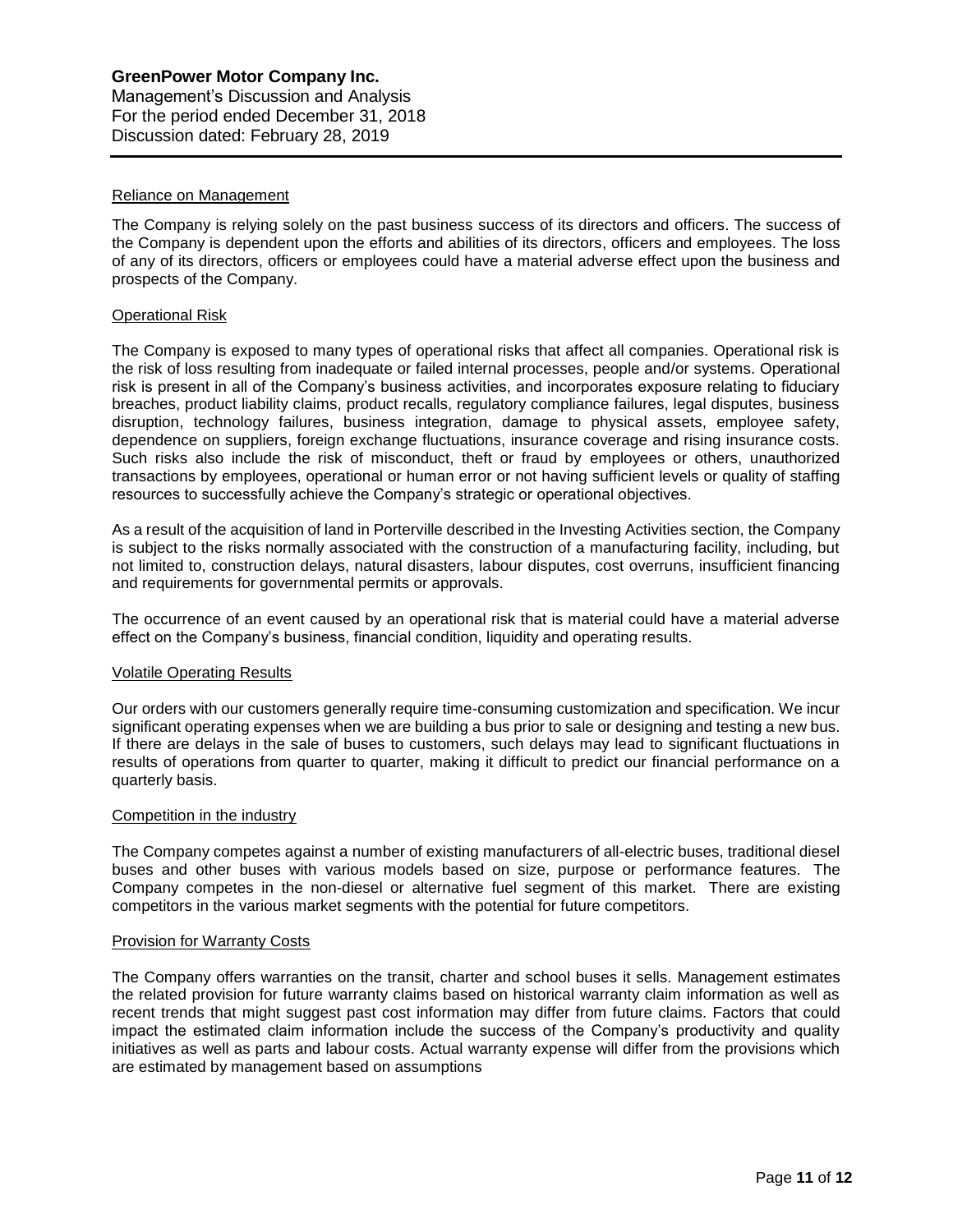### Reliance on Management

The Company is relying solely on the past business success of its directors and officers. The success of the Company is dependent upon the efforts and abilities of its directors, officers and employees. The loss of any of its directors, officers or employees could have a material adverse effect upon the business and prospects of the Company.

### Operational Risk

The Company is exposed to many types of operational risks that affect all companies. Operational risk is the risk of loss resulting from inadequate or failed internal processes, people and/or systems. Operational risk is present in all of the Company's business activities, and incorporates exposure relating to fiduciary breaches, product liability claims, product recalls, regulatory compliance failures, legal disputes, business disruption, technology failures, business integration, damage to physical assets, employee safety, dependence on suppliers, foreign exchange fluctuations, insurance coverage and rising insurance costs. Such risks also include the risk of misconduct, theft or fraud by employees or others, unauthorized transactions by employees, operational or human error or not having sufficient levels or quality of staffing resources to successfully achieve the Company's strategic or operational objectives.

As a result of the acquisition of land in Porterville described in the Investing Activities section, the Company is subject to the risks normally associated with the construction of a manufacturing facility, including, but not limited to, construction delays, natural disasters, labour disputes, cost overruns, insufficient financing and requirements for governmental permits or approvals.

The occurrence of an event caused by an operational risk that is material could have a material adverse effect on the Company's business, financial condition, liquidity and operating results.

### Volatile Operating Results

Our orders with our customers generally require time-consuming customization and specification. We incur significant operating expenses when we are building a bus prior to sale or designing and testing a new bus. If there are delays in the sale of buses to customers, such delays may lead to significant fluctuations in results of operations from quarter to quarter, making it difficult to predict our financial performance on a quarterly basis.

### Competition in the industry

The Company competes against a number of existing manufacturers of all-electric buses, traditional diesel buses and other buses with various models based on size, purpose or performance features. The Company competes in the non-diesel or alternative fuel segment of this market. There are existing competitors in the various market segments with the potential for future competitors.

### Provision for Warranty Costs

The Company offers warranties on the transit, charter and school buses it sells. Management estimates the related provision for future warranty claims based on historical warranty claim information as well as recent trends that might suggest past cost information may differ from future claims. Factors that could impact the estimated claim information include the success of the Company's productivity and quality initiatives as well as parts and labour costs. Actual warranty expense will differ from the provisions which are estimated by management based on assumptions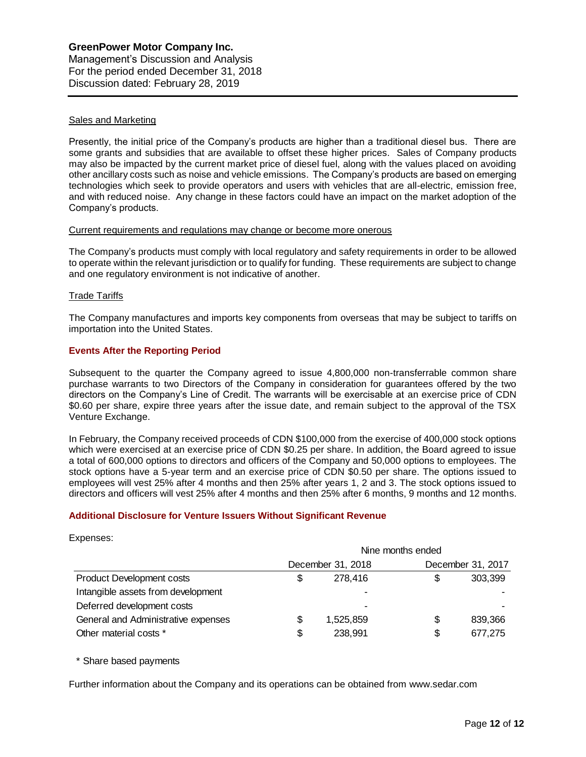Sales and Marketing

Presently, the initial price of the Company's products are higher than a traditional diesel bus. There are some grants and subsidies that are available to offset these higher prices. Sales of Company products may also be impacted by the current market price of diesel fuel, along with the values placed on avoiding other ancillary costs such as noise and vehicle emissions. The Company's products are based on emerging technologies which seek to provide operators and users with vehicles that are all-electric, emission free, and with reduced noise. Any change in these factors could have an impact on the market adoption of the Company's products.

Current requirements and regulations may change or become more onerous

The Company's products must comply with local regulatory and safety requirements in order to be allowed to operate within the relevant jurisdiction or to qualify for funding. These requirements are subject to change and one regulatory environment is not indicative of another.

Trade Tariffs

The Company manufactures and imports key components from overseas that may be subject to tariffs on importation into the United States.

### Events After the Reporting Period

Subsequent to the quarter the Company agreed to issue 4,800,000 non-transferrable common share purchase warrants to two Directors of the Company in consideration for guarantees offered by the two directors on the Company's Line of Credit. The warrants will be exercisable at an exercise price of CDN $0.60 per share, expire three years after the issue date, and remain subject to the approval of the TSX Venture Exchange.

In February, the Company received proceeds of CDN $100,000 from the exercise of 400,000 stock options which were exercised at an exercise price of CDN $0.25 per share. In addition, the Board agreed to issue a total of 600,000 options to directors and officers of the Company and 50,000 options to employees. The stock options have a 5-year term and an exercise price of CDN $0.50 per share. The options issued to employees will vest 25% after 4 months and then 25% after years 1, 2 and 3. The stock options issued to directors and officers will vest 25% after 4 months and then 25% after 6 months, 9 months and 12 months.

### Additional Disclosure for Venture Issuers Without Significant Revenue

Expenses:

| | Nine months ended | | | |
|---|---|---|---|---|
| | December 31, 2018 | | December 31, 2017 | |
| Product Development costs | $ | 278,416 | $ | 303,399 |
| Intangible assets from development | | - | | - |
| Deferred development costs | | - | | - |
| General and Administrative expenses | $ | 1,525,859 | $ | 839,366 |
| Other material costs * | $ | 238,991 | $ | 677,275 |

\* Share based payments

Further information about the Company and its operations can be obtained from www.sedar.com